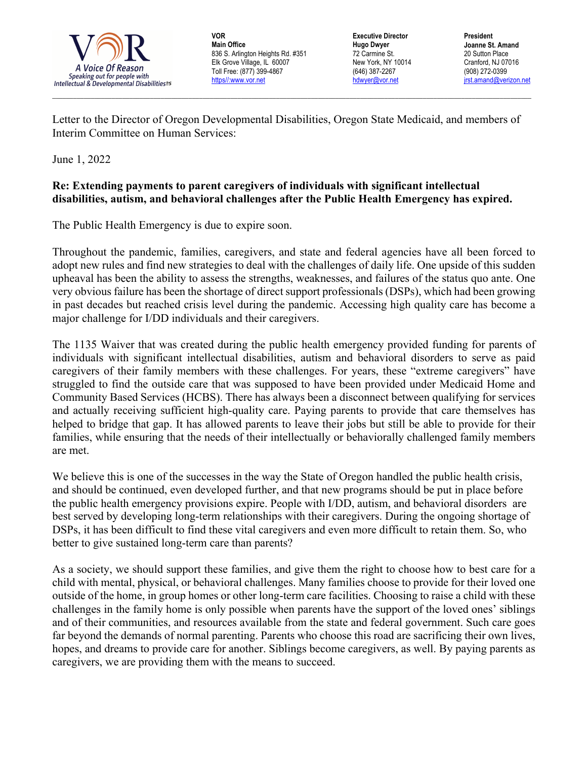VOR
**Main Office**
836 S. Arlington Heights Rd. #351
Elk Grove Village, IL 60007
Toll Free: (877) 399-4867
https//:www.vor.net

**Executive Director**
**Hugo Dwyer**
72 Carmine St.
New York, NY 10014
(646) 387-2267
hdwyer@vor.net

**President**
**Joanne St. Amand**
20 Sutton Place
Cranford, NJ 07016
(908) 272-0399
jrst.amand@verizon.net

---

Letter to the Director of Oregon Developmental Disabilities, Oregon State Medicaid, and members of Interim Committee on Human Services:

June 1, 2022

**Re: Extending payments to parent caregivers of individuals with significant intellectual disabilities, autism, and behavioral challenges after the Public Health Emergency has expired.**

The Public Health Emergency is due to expire soon.

Throughout the pandemic, families, caregivers, and state and federal agencies have all been forced to adopt new rules and find new strategies to deal with the challenges of daily life. One upside of this sudden upheaval has been the ability to assess the strengths, weaknesses, and failures of the status quo ante. One very obvious failure has been the shortage of direct support professionals (DSPs), which had been growing in past decades but reached crisis level during the pandemic. Accessing high quality care has become a major challenge for I/DD individuals and their caregivers.

The 1135 Waiver that was created during the public health emergency provided funding for parents of individuals with significant intellectual disabilities, autism and behavioral disorders to serve as paid caregivers of their family members with these challenges. For years, these "extreme caregivers" have struggled to find the outside care that was supposed to have been provided under Medicaid Home and Community Based Services (HCBS). There has always been a disconnect between qualifying for services and actually receiving sufficient high-quality care. Paying parents to provide that care themselves has helped to bridge that gap. It has allowed parents to leave their jobs but still be able to provide for their families, while ensuring that the needs of their intellectually or behaviorally challenged family members are met.

We believe this is one of the successes in the way the State of Oregon handled the public health crisis, and should be continued, even developed further, and that new programs should be put in place before the public health emergency provisions expire. People with I/DD, autism, and behavioral disorders are best served by developing long-term relationships with their caregivers. During the ongoing shortage of DSPs, it has been difficult to find these vital caregivers and even more difficult to retain them. So, who better to give sustained long-term care than parents?

As a society, we should support these families, and give them the right to choose how to best care for a child with mental, physical, or behavioral challenges. Many families choose to provide for their loved one outside of the home, in group homes or other long-term care facilities. Choosing to raise a child with these challenges in the family home is only possible when parents have the support of the loved ones' siblings and of their communities, and resources available from the state and federal government. Such care goes far beyond the demands of normal parenting. Parents who choose this road are sacrificing their own lives, hopes, and dreams to provide care for another. Siblings become caregivers, as well. By paying parents as caregivers, we are providing them with the means to succeed.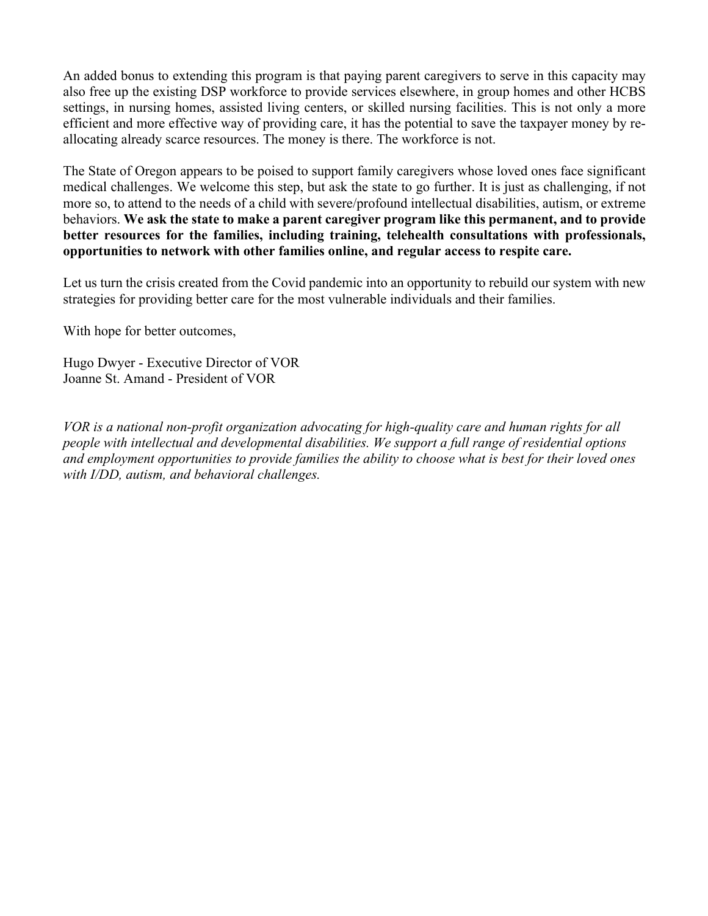An added bonus to extending this program is that paying parent caregivers to serve in this capacity may also free up the existing DSP workforce to provide services elsewhere, in group homes and other HCBS settings, in nursing homes, assisted living centers, or skilled nursing facilities. This is not only a more efficient and more effective way of providing care, it has the potential to save the taxpayer money by re-allocating already scarce resources. The money is there. The workforce is not.

The State of Oregon appears to be poised to support family caregivers whose loved ones face significant medical challenges. We welcome this step, but ask the state to go further. It is just as challenging, if not more so, to attend to the needs of a child with severe/profound intellectual disabilities, autism, or extreme behaviors. **We ask the state to make a parent caregiver program like this permanent, and to provide better resources for the families, including training, telehealth consultations with professionals, opportunities to network with other families online, and regular access to respite care.**

Let us turn the crisis created from the Covid pandemic into an opportunity to rebuild our system with new strategies for providing better care for the most vulnerable individuals and their families.

With hope for better outcomes,

Hugo Dwyer - Executive Director of VOR
Joanne St. Amand - President of VOR

*VOR is a national non-profit organization advocating for high-quality care and human rights for all people with intellectual and developmental disabilities. We support a full range of residential options and employment opportunities to provide families the ability to choose what is best for their loved ones with I/DD, autism, and behavioral challenges.*